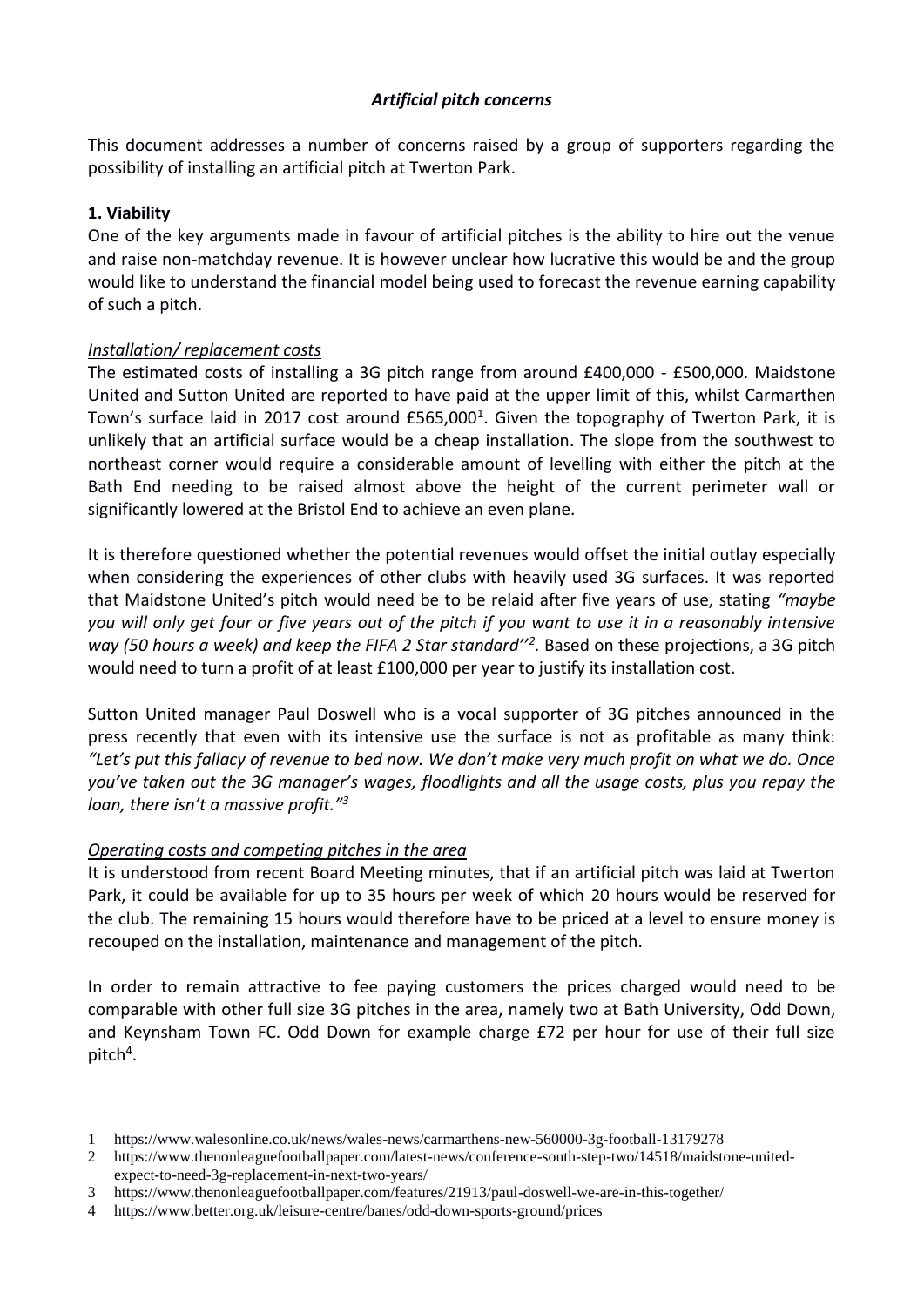# *Artificial pitch concerns*

This document addresses a number of concerns raised by a group of supporters regarding the possibility of installing an artificial pitch at Twerton Park.

## 1. Viability

One of the key arguments made in favour of artificial pitches is the ability to hire out the venue and raise non-matchday revenue. It is however unclear how lucrative this would be and the group would like to understand the financial model being used to forecast the revenue earning capability of such a pitch.

### *Installation/ replacement costs*

The estimated costs of installing a 3G pitch range from around £400,000 - £500,000. Maidstone United and Sutton United are reported to have paid at the upper limit of this, whilst Carmarthen Town's surface laid in 2017 cost around £565,000[1]. Given the topography of Twerton Park, it is unlikely that an artificial surface would be a cheap installation. The slope from the southwest to northeast corner would require a considerable amount of levelling with either the pitch at the Bath End needing to be raised almost above the height of the current perimeter wall or significantly lowered at the Bristol End to achieve an even plane.

It is therefore questioned whether the potential revenues would offset the initial outlay especially when considering the experiences of other clubs with heavily used 3G surfaces. It was reported that Maidstone United's pitch would need be to be relaid after five years of use, stating *"maybe you will only get four or five years out of the pitch if you want to use it in a reasonably intensive way (50 hours a week) and keep the FIFA 2 Star standard"*[2]. Based on these projections, a 3G pitch would need to turn a profit of at least £100,000 per year to justify its installation cost.

Sutton United manager Paul Doswell who is a vocal supporter of 3G pitches announced in the press recently that even with its intensive use the surface is not as profitable as many think: *"Let's put this fallacy of revenue to bed now. We don't make very much profit on what we do. Once you've taken out the 3G manager's wages, floodlights and all the usage costs, plus you repay the loan, there isn't a massive profit."*[3]

### *Operating costs and competing pitches in the area*

It is understood from recent Board Meeting minutes, that if an artificial pitch was laid at Twerton Park, it could be available for up to 35 hours per week of which 20 hours would be reserved for the club. The remaining 15 hours would therefore have to be priced at a level to ensure money is recouped on the installation, maintenance and management of the pitch.

In order to remain attractive to fee paying customers the prices charged would need to be comparable with other full size 3G pitches in the area, namely two at Bath University, Odd Down, and Keynsham Town FC. Odd Down for example charge £72 per hour for use of their full size pitch[4].

---

1 https://www.walesonline.co.uk/news/wales-news/carmarthens-new-560000-3g-football-13179278

2 https://www.thenonleaguefootballpaper.com/latest-news/conference-south-step-two/14518/maidstone-united-expect-to-need-3g-replacement-in-next-two-years/

3 https://www.thenonleaguefootballpaper.com/features/21913/paul-doswell-we-are-in-this-together/

4 https://www.better.org.uk/leisure-centre/banes/odd-down-sports-ground/prices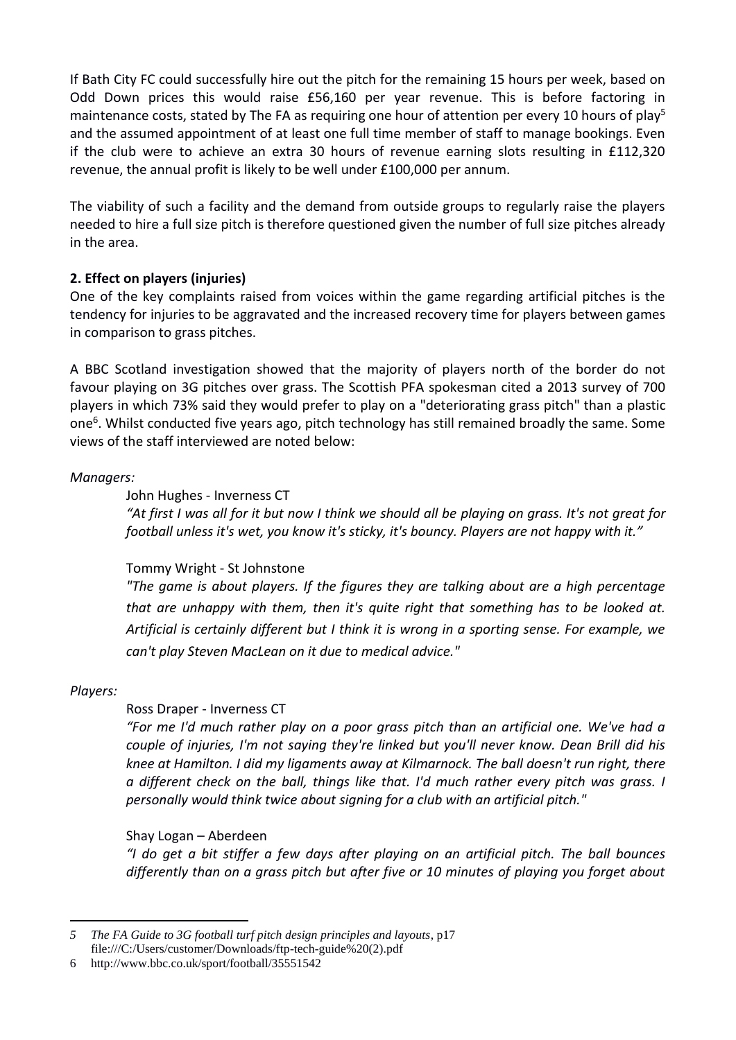If Bath City FC could successfully hire out the pitch for the remaining 15 hours per week, based on Odd Down prices this would raise £56,160 per year revenue. This is before factoring in maintenance costs, stated by The FA as requiring one hour of attention per every 10 hours of play[5] and the assumed appointment of at least one full time member of staff to manage bookings. Even if the club were to achieve an extra 30 hours of revenue earning slots resulting in £112,320 revenue, the annual profit is likely to be well under £100,000 per annum.

The viability of such a facility and the demand from outside groups to regularly raise the players needed to hire a full size pitch is therefore questioned given the number of full size pitches already in the area.

**2. Effect on players (injuries)**

One of the key complaints raised from voices within the game regarding artificial pitches is the tendency for injuries to be aggravated and the increased recovery time for players between games in comparison to grass pitches.

A BBC Scotland investigation showed that the majority of players north of the border do not favour playing on 3G pitches over grass. The Scottish PFA spokesman cited a 2013 survey of 700 players in which 73% said they would prefer to play on a "deteriorating grass pitch" than a plastic one[6]. Whilst conducted five years ago, pitch technology has still remained broadly the same. Some views of the staff interviewed are noted below:

*Managers:*

John Hughes - Inverness CT

*"At first I was all for it but now I think we should all be playing on grass. It's not great for football unless it's wet, you know it's sticky, it's bouncy. Players are not happy with it."*

Tommy Wright - St Johnstone

*"The game is about players. If the figures they are talking about are a high percentage that are unhappy with them, then it's quite right that something has to be looked at. Artificial is certainly different but I think it is wrong in a sporting sense. For example, we can't play Steven MacLean on it due to medical advice."*

*Players:*

Ross Draper - Inverness CT

*"For me I'd much rather play on a poor grass pitch than an artificial one. We've had a couple of injuries, I'm not saying they're linked but you'll never know. Dean Brill did his knee at Hamilton. I did my ligaments away at Kilmarnock. The ball doesn't run right, there a different check on the ball, things like that. I'd much rather every pitch was grass. I personally would think twice about signing for a club with an artificial pitch."*

Shay Logan – Aberdeen

*"I do get a bit stiffer a few days after playing on an artificial pitch. The ball bounces differently than on a grass pitch but after five or 10 minutes of playing you forget about*

---

5 *The FA Guide to 3G football turf pitch design principles and layouts*, p17 file:///C:/Users/customer/Downloads/ftp-tech-guide%20(2).pdf

6 http://www.bbc.co.uk/sport/football/35551542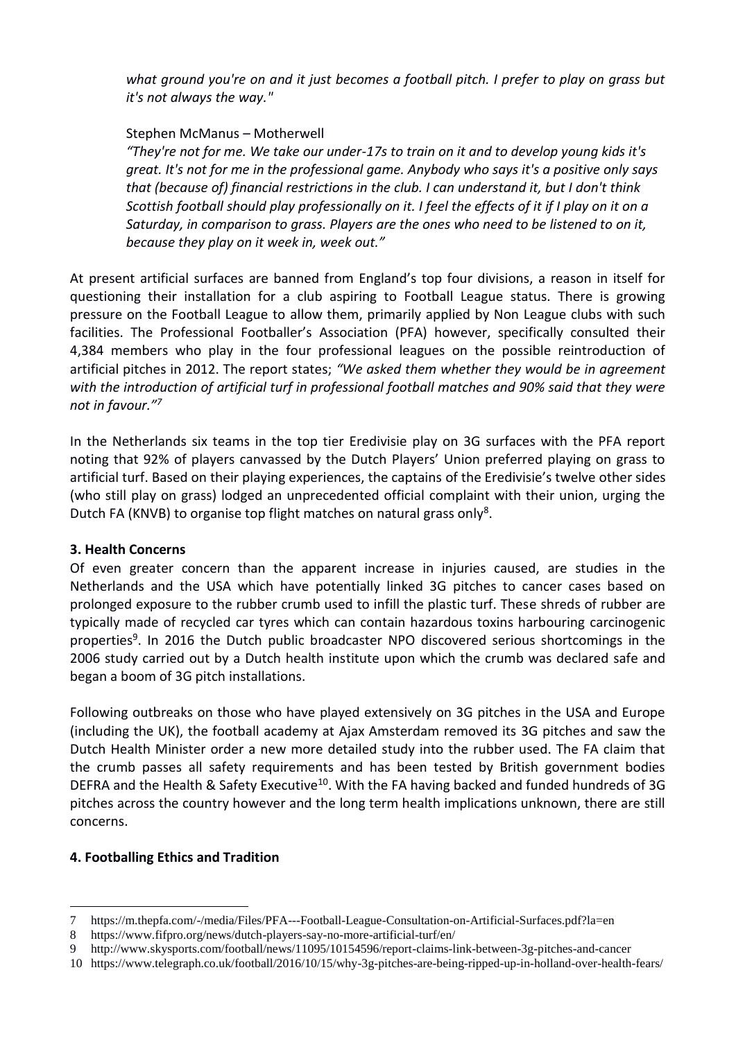*what ground you're on and it just becomes a football pitch. I prefer to play on grass but it's not always the way."*

Stephen McManus – Motherwell

*"They're not for me. We take our under-17s to train on it and to develop young kids it's great. It's not for me in the professional game. Anybody who says it's a positive only says that (because of) financial restrictions in the club. I can understand it, but I don't think Scottish football should play professionally on it. I feel the effects of it if I play on it on a Saturday, in comparison to grass. Players are the ones who need to be listened to on it, because they play on it week in, week out."*

At present artificial surfaces are banned from England's top four divisions, a reason in itself for questioning their installation for a club aspiring to Football League status. There is growing pressure on the Football League to allow them, primarily applied by Non League clubs with such facilities. The Professional Footballer's Association (PFA) however, specifically consulted their 4,384 members who play in the four professional leagues on the possible reintroduction of artificial pitches in 2012. The report states; *"We asked them whether they would be in agreement with the introduction of artificial turf in professional football matches and 90% said that they were not in favour."*[7]

In the Netherlands six teams in the top tier Eredivisie play on 3G surfaces with the PFA report noting that 92% of players canvassed by the Dutch Players' Union preferred playing on grass to artificial turf. Based on their playing experiences, the captains of the Eredivisie's twelve other sides (who still play on grass) lodged an unprecedented official complaint with their union, urging the Dutch FA (KNVB) to organise top flight matches on natural grass only[8].

**3. Health Concerns**

Of even greater concern than the apparent increase in injuries caused, are studies in the Netherlands and the USA which have potentially linked 3G pitches to cancer cases based on prolonged exposure to the rubber crumb used to infill the plastic turf. These shreds of rubber are typically made of recycled car tyres which can contain hazardous toxins harbouring carcinogenic properties[9]. In 2016 the Dutch public broadcaster NPO discovered serious shortcomings in the 2006 study carried out by a Dutch health institute upon which the crumb was declared safe and began a boom of 3G pitch installations.

Following outbreaks on those who have played extensively on 3G pitches in the USA and Europe (including the UK), the football academy at Ajax Amsterdam removed its 3G pitches and saw the Dutch Health Minister order a new more detailed study into the rubber used. The FA claim that the crumb passes all safety requirements and has been tested by British government bodies DEFRA and the Health & Safety Executive[10]. With the FA having backed and funded hundreds of 3G pitches across the country however and the long term health implications unknown, there are still concerns.

**4. Footballing Ethics and Tradition**

---

7 https://m.thepfa.com/-/media/Files/PFA---Football-League-Consultation-on-Artificial-Surfaces.pdf?la=en

8 https://www.fifpro.org/news/dutch-players-say-no-more-artificial-turf/en/

9 http://www.skysports.com/football/news/11095/10154596/report-claims-link-between-3g-pitches-and-cancer

10 https://www.telegraph.co.uk/football/2016/10/15/why-3g-pitches-are-being-ripped-up-in-holland-over-health-fears/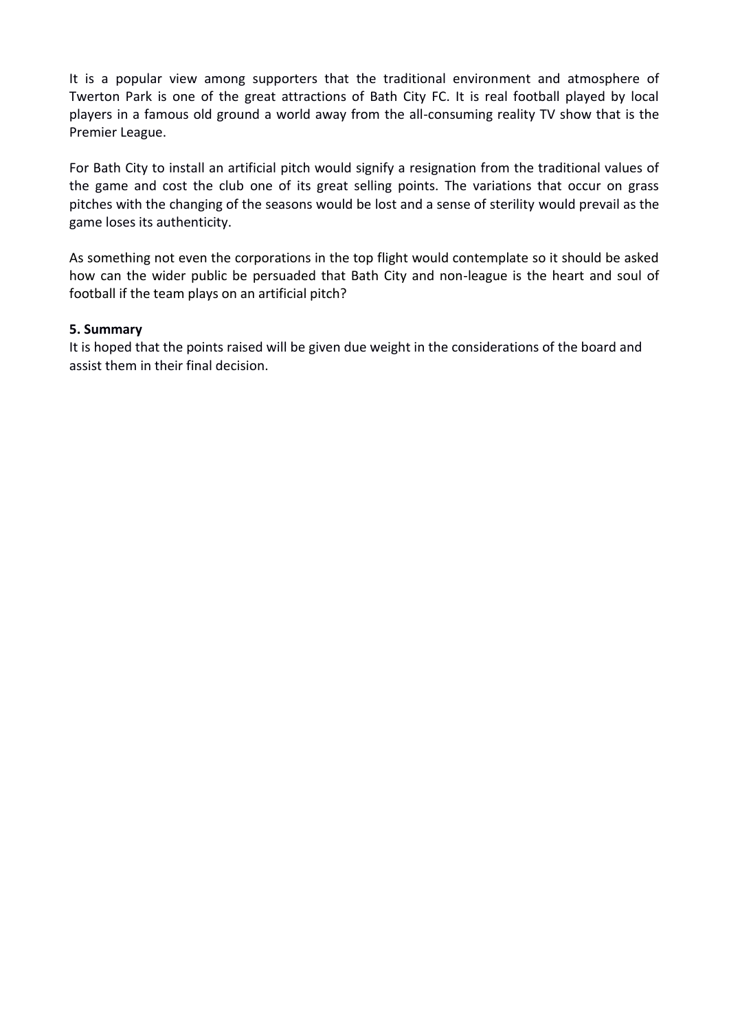It is a popular view among supporters that the traditional environment and atmosphere of Twerton Park is one of the great attractions of Bath City FC. It is real football played by local players in a famous old ground a world away from the all-consuming reality TV show that is the Premier League.

For Bath City to install an artificial pitch would signify a resignation from the traditional values of the game and cost the club one of its great selling points. The variations that occur on grass pitches with the changing of the seasons would be lost and a sense of sterility would prevail as the game loses its authenticity.

As something not even the corporations in the top flight would contemplate so it should be asked how can the wider public be persuaded that Bath City and non-league is the heart and soul of football if the team plays on an artificial pitch?

**5. Summary**

It is hoped that the points raised will be given due weight in the considerations of the board and assist them in their final decision.